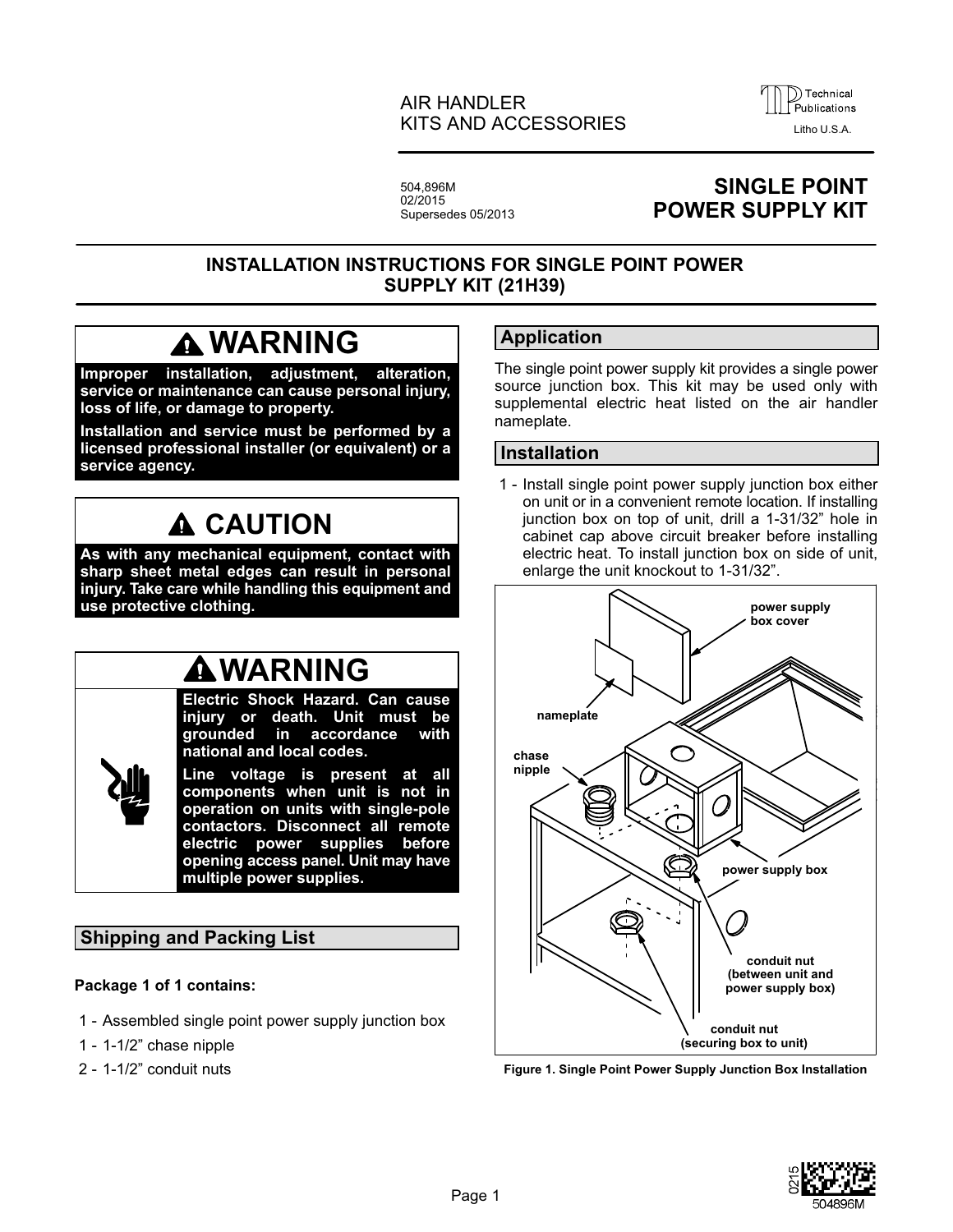AIR HANDLER
KITS AND ACCESSORIES

504,896M
02/2015
Supersedes 05/2013

# SINGLE POINT POWER SUPPLY KIT

## INSTALLATION INSTRUCTIONS FOR SINGLE POINT POWER SUPPLY KIT (21H39)

**WARNING**

**Improper installation, adjustment, alteration, service or maintenance can cause personal injury, loss of life, or damage to property.**

**Installation and service must be performed by a licensed professional installer (or equivalent) or a service agency.**

**CAUTION**

**As with any mechanical equipment, contact with sharp sheet metal edges can result in personal injury. Take care while handling this equipment and use protective clothing.**

**WARNING**

**Electric Shock Hazard. Can cause injury or death. Unit must be grounded in accordance with national and local codes.**

**Line voltage is present at all components when unit is not in operation on units with single-pole contactors. Disconnect all remote electric power supplies before opening access panel. Unit may have multiple power supplies.**

## Shipping and Packing List

**Package 1 of 1 contains:**

1 - Assembled single point power supply junction box
1 - 1-1/2" chase nipple
2 - 1-1/2" conduit nuts

## Application

The single point power supply kit provides a single power source junction box. This kit may be used only with supplemental electric heat listed on the air handler nameplate.

## Installation

1 - Install single point power supply junction box either on unit or in a convenient remote location. If installing junction box on top of unit, drill a 1-31/32" hole in cabinet cap above circuit breaker before installing electric heat. To install junction box on side of unit, enlarge the unit knockout to 1-31/32".

power supply box cover
nameplate
chase nipple
power supply box
conduit nut (between unit and power supply box)
conduit nut (securing box to unit)

**Figure 1. Single Point Power Supply Junction Box Installation**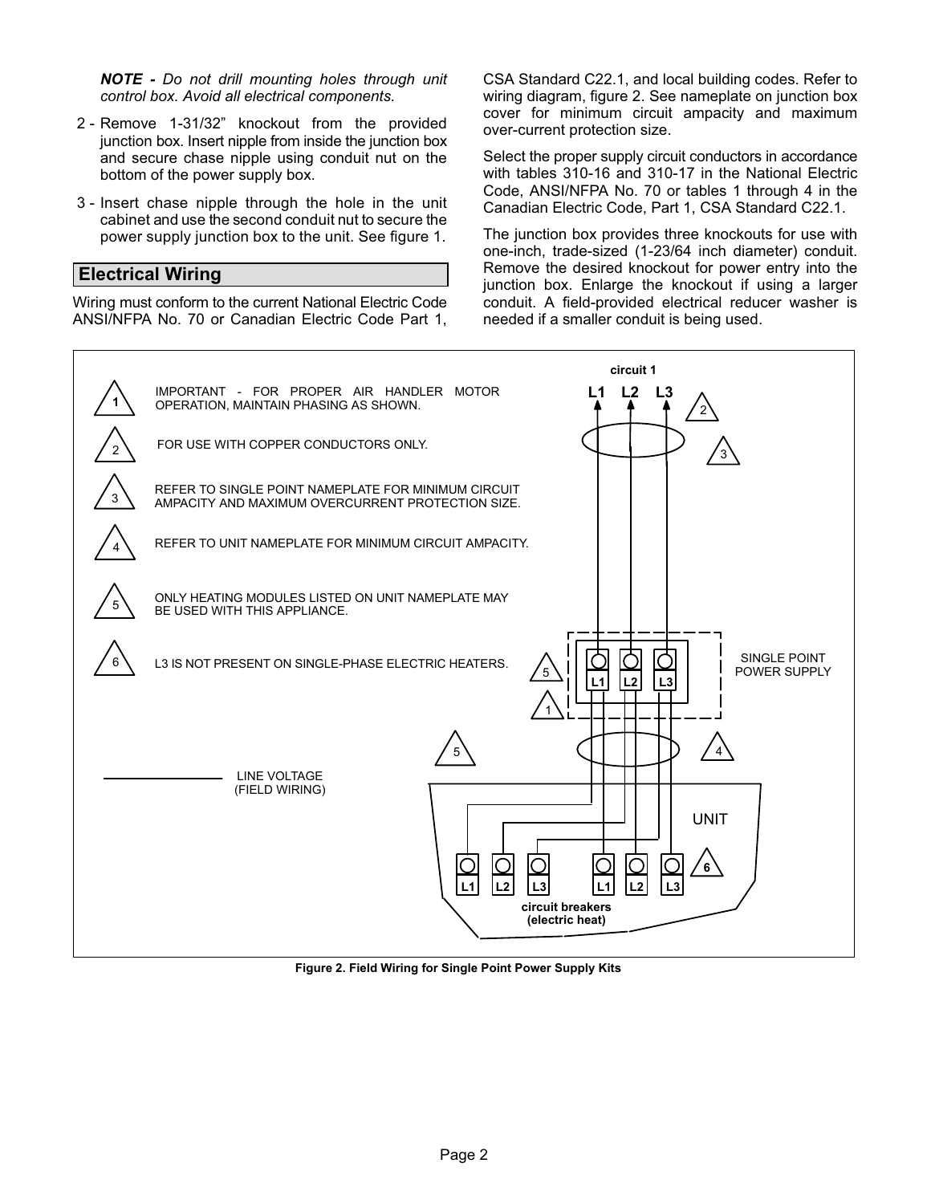*NOTE - Do not drill mounting holes through unit control box. Avoid all electrical components.*

2 - Remove 1-31/32" knockout from the provided junction box. Insert nipple from inside the junction box and secure chase nipple using conduit nut on the bottom of the power supply box.

3 - Insert chase nipple through the hole in the unit cabinet and use the second conduit nut to secure the power supply junction box to the unit. See figure 1.

## Electrical Wiring

Wiring must conform to the current National Electric Code ANSI/NFPA No. 70 or Canadian Electric Code Part 1, CSA Standard C22.1, and local building codes. Refer to wiring diagram, figure 2. See nameplate on junction box cover for minimum circuit ampacity and maximum over-current protection size.

Select the proper supply circuit conductors in accordance with tables 310-16 and 310-17 in the National Electric Code, ANSI/NFPA No. 70 or tables 1 through 4 in the Canadian Electric Code, Part 1, CSA Standard C22.1.

The junction box provides three knockouts for use with one-inch, trade-sized (1-23/64 inch diameter) conduit. Remove the desired knockout for power entry into the junction box. Enlarge the knockout if using a larger conduit. A field-provided electrical reducer washer is needed if a smaller conduit is being used.

1 IMPORTANT - FOR PROPER AIR HANDLER MOTOR OPERATION, MAINTAIN PHASING AS SHOWN.

2 FOR USE WITH COPPER CONDUCTORS ONLY.

3 REFER TO SINGLE POINT NAMEPLATE FOR MINIMUM CIRCUIT AMPACITY AND MAXIMUM OVERCURRENT PROTECTION SIZE.

4 REFER TO UNIT NAMEPLATE FOR MINIMUM CIRCUIT AMPACITY.

5 ONLY HEATING MODULES LISTED ON UNIT NAMEPLATE MAY BE USED WITH THIS APPLIANCE.

6 L3 IS NOT PRESENT ON SINGLE-PHASE ELECTRIC HEATERS.

circuit 1

L1 L2 L3

SINGLE POINT POWER SUPPLY

L1 L2 L3

LINE VOLTAGE (FIELD WIRING)

UNIT

L1 L2 L3 L1 L2 L3

circuit breakers (electric heat)

**Figure 2. Field Wiring for Single Point Power Supply Kits**